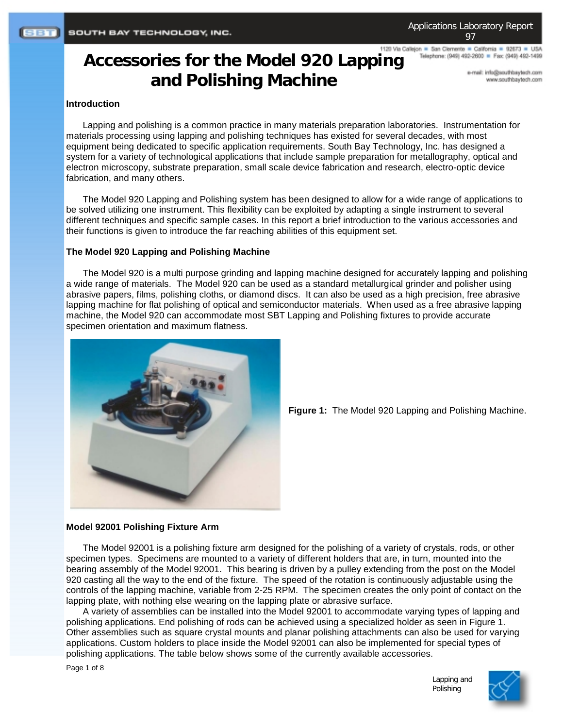# Accessories for the Model 920 Lapping and Polishing Machine

## Introduction

Lapping and polishing is a common practice in many materials preparation laboratories. Instrumentation for materials processing using lapping and polishing techniques has existed for several decades, with most equipment being dedicated to specific application requirements. South Bay Technology, Inc. has designed a system for a variety of technological applications that include sample preparation for metallography, optical and electron microscopy, substrate preparation, small scale device fabrication and research, electro-optic device fabrication, and many others.

The Model 920 Lapping and Polishing system has been designed to allow for a wide range of applications to be solved utilizing one instrument. This flexibility can be exploited by adapting a single instrument to several different techniques and specific sample cases. In this report a brief introduction to the various accessories and their functions is given to introduce the far reaching abilities of this equipment set.

## The Model 920 Lapping and Polishing Machine

The Model 920 is a multi purpose grinding and lapping machine designed for accurately lapping and polishing a wide range of materials. The Model 920 can be used as a standard metallurgical grinder and polisher using abrasive papers, films, polishing cloths, or diamond discs. It can also be used as a high precision, free abrasive lapping machine for flat polishing of optical and semiconductor materials. When used as a free abrasive lapping machine, the Model 920 can accommodate most SBT Lapping and Polishing fixtures to provide accurate specimen orientation and maximum flatness.

**Figure 1:** The Model 920 Lapping and Polishing Machine.

## Model 92001 Polishing Fixture Arm

The Model 92001 is a polishing fixture arm designed for the polishing of a variety of crystals, rods, or other specimen types. Specimens are mounted to a variety of different holders that are, in turn, mounted into the bearing assembly of the Model 92001. This bearing is driven by a pulley extending from the post on the Model 920 casting all the way to the end of the fixture. The speed of the rotation is continuously adjustable using the controls of the lapping machine, variable from 2-25 RPM. The specimen creates the only point of contact on the lapping plate, with nothing else wearing on the lapping plate or abrasive surface.

A variety of assemblies can be installed into the Model 92001 to accommodate varying types of lapping and polishing applications. End polishing of rods can be achieved using a specialized holder as seen in Figure 1. Other assemblies such as square crystal mounts and planar polishing attachments can also be used for varying applications. Custom holders to place inside the Model 92001 can also be implemented for special types of polishing applications. The table below shows some of the currently available accessories.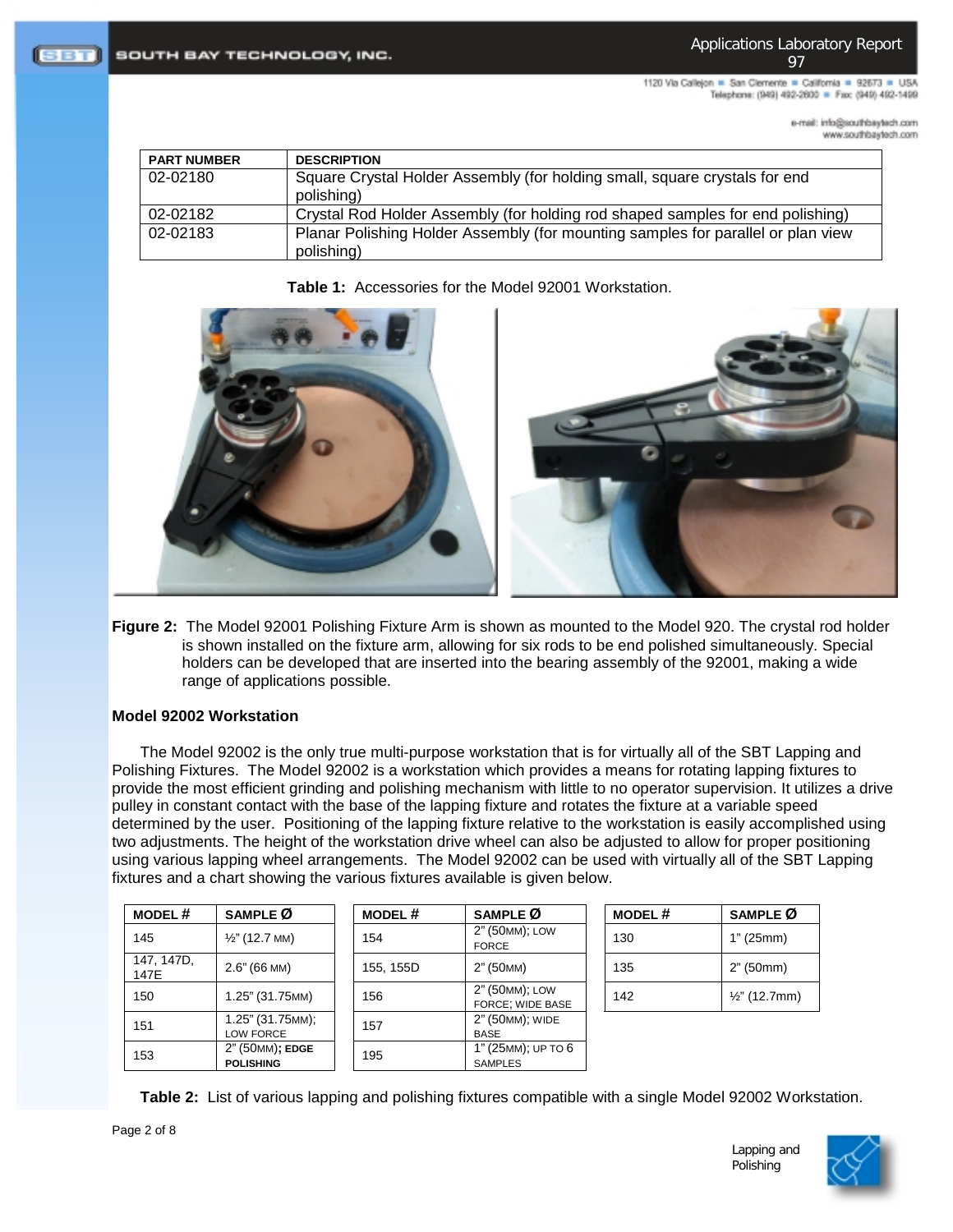| PART NUMBER | DESCRIPTION |
|---|---|
| 02-02180 | Square Crystal Holder Assembly (for holding small, square crystals for end polishing) |
| 02-02182 | Crystal Rod Holder Assembly (for holding rod shaped samples for end polishing) |
| 02-02183 | Planar Polishing Holder Assembly (for mounting samples for parallel or plan view polishing) |

**Table 1:** Accessories for the Model 92001 Workstation.

**Figure 2:** The Model 92001 Polishing Fixture Arm is shown as mounted to the Model 920. The crystal rod holder is shown installed on the fixture arm, allowing for six rods to be end polished simultaneously. Special holders can be developed that are inserted into the bearing assembly of the 92001, making a wide range of applications possible.

**Model 92002 Workstation**

The Model 92002 is the only true multi-purpose workstation that is for virtually all of the SBT Lapping and Polishing Fixtures. The Model 92002 is a workstation which provides a means for rotating lapping fixtures to provide the most efficient grinding and polishing mechanism with little to no operator supervision. It utilizes a drive pulley in constant contact with the base of the lapping fixture and rotates the fixture at a variable speed determined by the user. Positioning of the lapping fixture relative to the workstation is easily accomplished using two adjustments. The height of the workstation drive wheel can also be adjusted to allow for proper positioning using various lapping wheel arrangements. The Model 92002 can be used with virtually all of the SBT Lapping fixtures and a chart showing the various fixtures available is given below.

| MODEL # | SAMPLE Ø |
|---|---|
| 145 | ½" (12.7 MM) |
| 147, 147D, 147E | 2.6" (66 MM) |
| 150 | 1.25" (31.75MM) |
| 151 | 1.25" (31.75MM); LOW FORCE |
| 153 | 2" (50MM); **EDGE POLISHING** |

| MODEL # | SAMPLE Ø |
|---|---|
| 154 | 2" (50MM); LOW FORCE |
| 155, 155D | 2" (50MM) |
| 156 | 2" (50MM); LOW FORCE; WIDE BASE |
| 157 | 2" (50MM); WIDE BASE |
| 195 | 1" (25MM); UP TO 6 SAMPLES |

| MODEL # | SAMPLE Ø |
|---|---|
| 130 | 1" (25mm) |
| 135 | 2" (50mm) |
| 142 | ½" (12.7mm) |

**Table 2:** List of various lapping and polishing fixtures compatible with a single Model 92002 Workstation.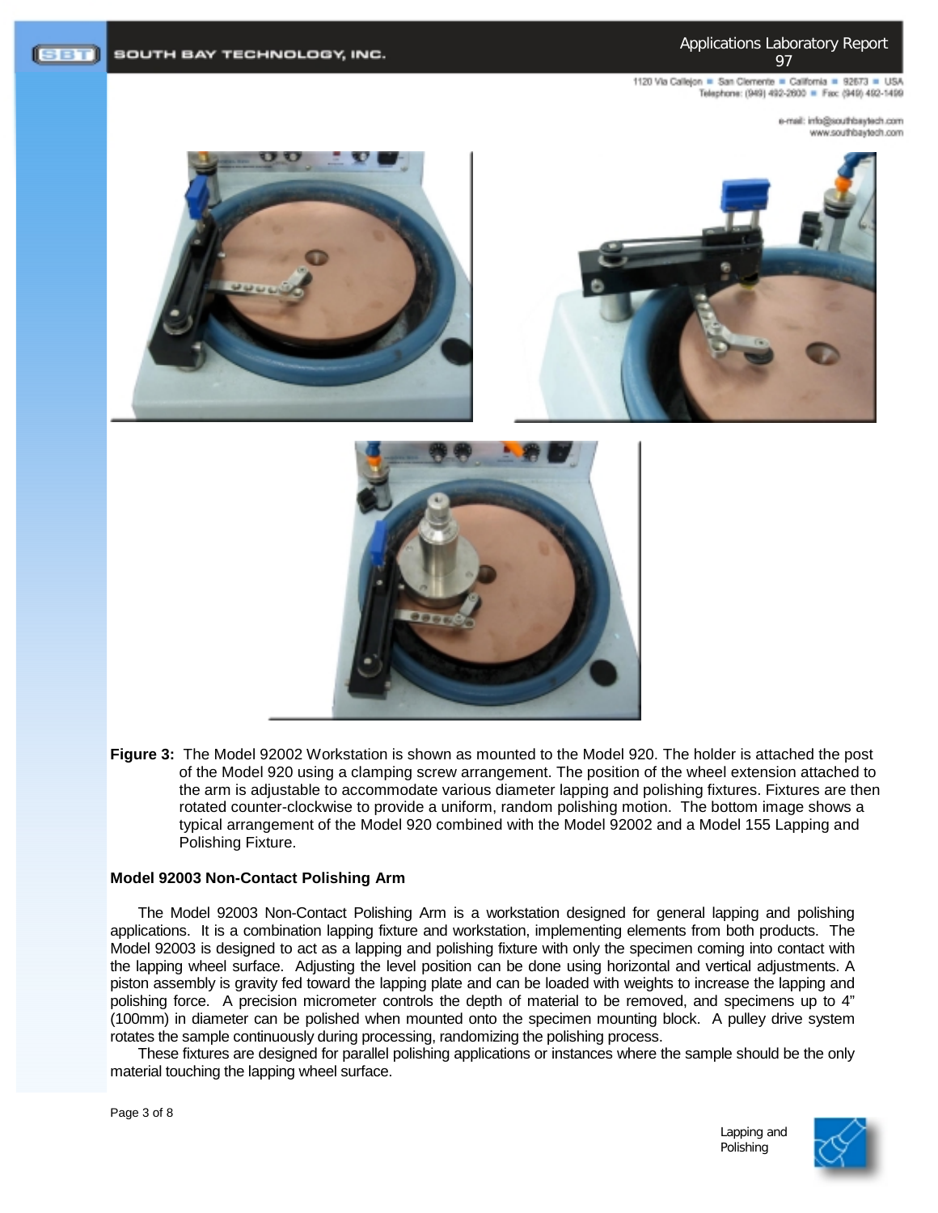**Figure 3:** The Model 92002 Workstation is shown as mounted to the Model 920. The holder is attached the post of the Model 920 using a clamping screw arrangement. The position of the wheel extension attached to the arm is adjustable to accommodate various diameter lapping and polishing fixtures. Fixtures are then rotated counter-clockwise to provide a uniform, random polishing motion. The bottom image shows a typical arrangement of the Model 920 combined with the Model 92002 and a Model 155 Lapping and Polishing Fixture.

### Model 92003 Non-Contact Polishing Arm

The Model 92003 Non-Contact Polishing Arm is a workstation designed for general lapping and polishing applications. It is a combination lapping fixture and workstation, implementing elements from both products. The Model 92003 is designed to act as a lapping and polishing fixture with only the specimen coming into contact with the lapping wheel surface. Adjusting the level position can be done using horizontal and vertical adjustments. A piston assembly is gravity fed toward the lapping plate and can be loaded with weights to increase the lapping and polishing force. A precision micrometer controls the depth of material to be removed, and specimens up to 4" (100mm) in diameter can be polished when mounted onto the specimen mounting block. A pulley drive system rotates the sample continuously during processing, randomizing the polishing process.

These fixtures are designed for parallel polishing applications or instances where the sample should be the only material touching the lapping wheel surface.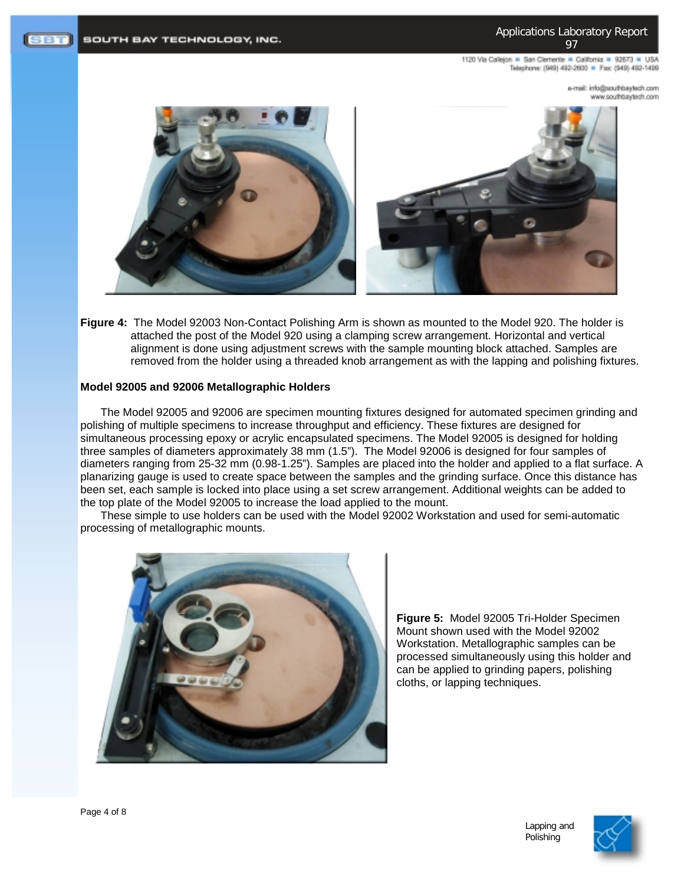**Figure 4:** The Model 92003 Non-Contact Polishing Arm is shown as mounted to the Model 920. The holder is attached the post of the Model 920 using a clamping screw arrangement. Horizontal and vertical alignment is done using adjustment screws with the sample mounting block attached. Samples are removed from the holder using a threaded knob arrangement as with the lapping and polishing fixtures.

**Model 92005 and 92006 Metallographic Holders**

The Model 92005 and 92006 are specimen mounting fixtures designed for automated specimen grinding and polishing of multiple specimens to increase throughput and efficiency. These fixtures are designed for simultaneous processing epoxy or acrylic encapsulated specimens. The Model 92005 is designed for holding three samples of diameters approximately 38 mm (1.5"). The Model 92006 is designed for four samples of diameters ranging from 25-32 mm (0.98-1.25"). Samples are placed into the holder and applied to a flat surface. A planarizing gauge is used to create space between the samples and the grinding surface. Once this distance has been set, each sample is locked into place using a set screw arrangement. Additional weights can be added to the top plate of the Model 92005 to increase the load applied to the mount.

These simple to use holders can be used with the Model 92002 Workstation and used for semi-automatic processing of metallographic mounts.

**Figure 5:** Model 92005 Tri-Holder Specimen Mount shown used with the Model 92002 Workstation. Metallographic samples can be processed simultaneously using this holder and can be applied to grinding papers, polishing cloths, or lapping techniques.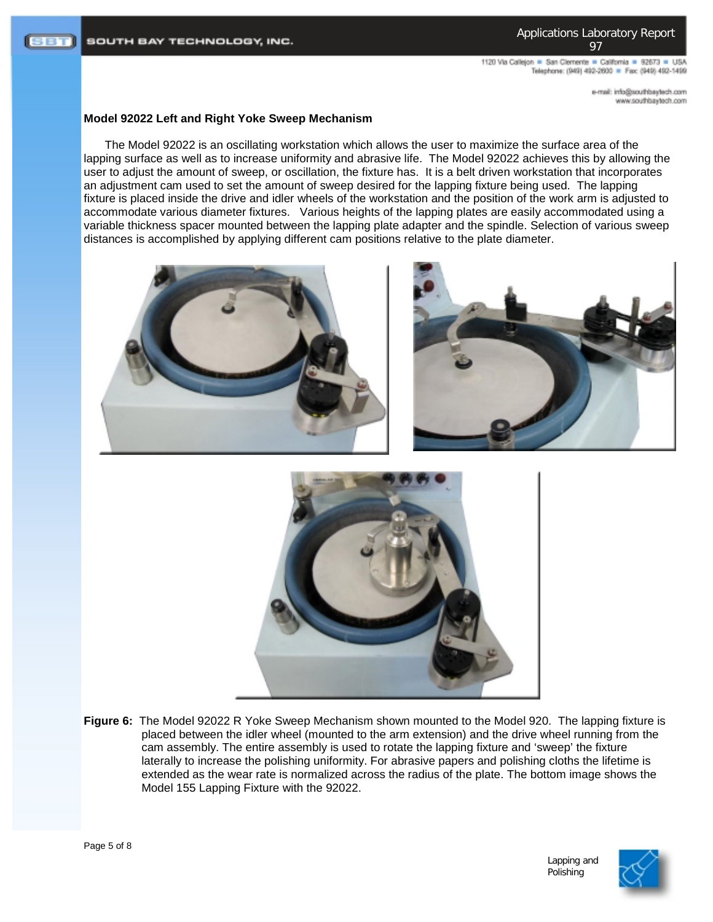**Model 92022 Left and Right Yoke Sweep Mechanism**

The Model 92022 is an oscillating workstation which allows the user to maximize the surface area of the lapping surface as well as to increase uniformity and abrasive life. The Model 92022 achieves this by allowing the user to adjust the amount of sweep, or oscillation, the fixture has. It is a belt driven workstation that incorporates an adjustment cam used to set the amount of sweep desired for the lapping fixture being used. The lapping fixture is placed inside the drive and idler wheels of the workstation and the position of the work arm is adjusted to accommodate various diameter fixtures. Various heights of the lapping plates are easily accommodated using a variable thickness spacer mounted between the lapping plate adapter and the spindle. Selection of various sweep distances is accomplished by applying different cam positions relative to the plate diameter.

**Figure 6:** The Model 92022 R Yoke Sweep Mechanism shown mounted to the Model 920. The lapping fixture is placed between the idler wheel (mounted to the arm extension) and the drive wheel running from the cam assembly. The entire assembly is used to rotate the lapping fixture and 'sweep' the fixture laterally to increase the polishing uniformity. For abrasive papers and polishing cloths the lifetime is extended as the wear rate is normalized across the radius of the plate. The bottom image shows the Model 155 Lapping Fixture with the 92022.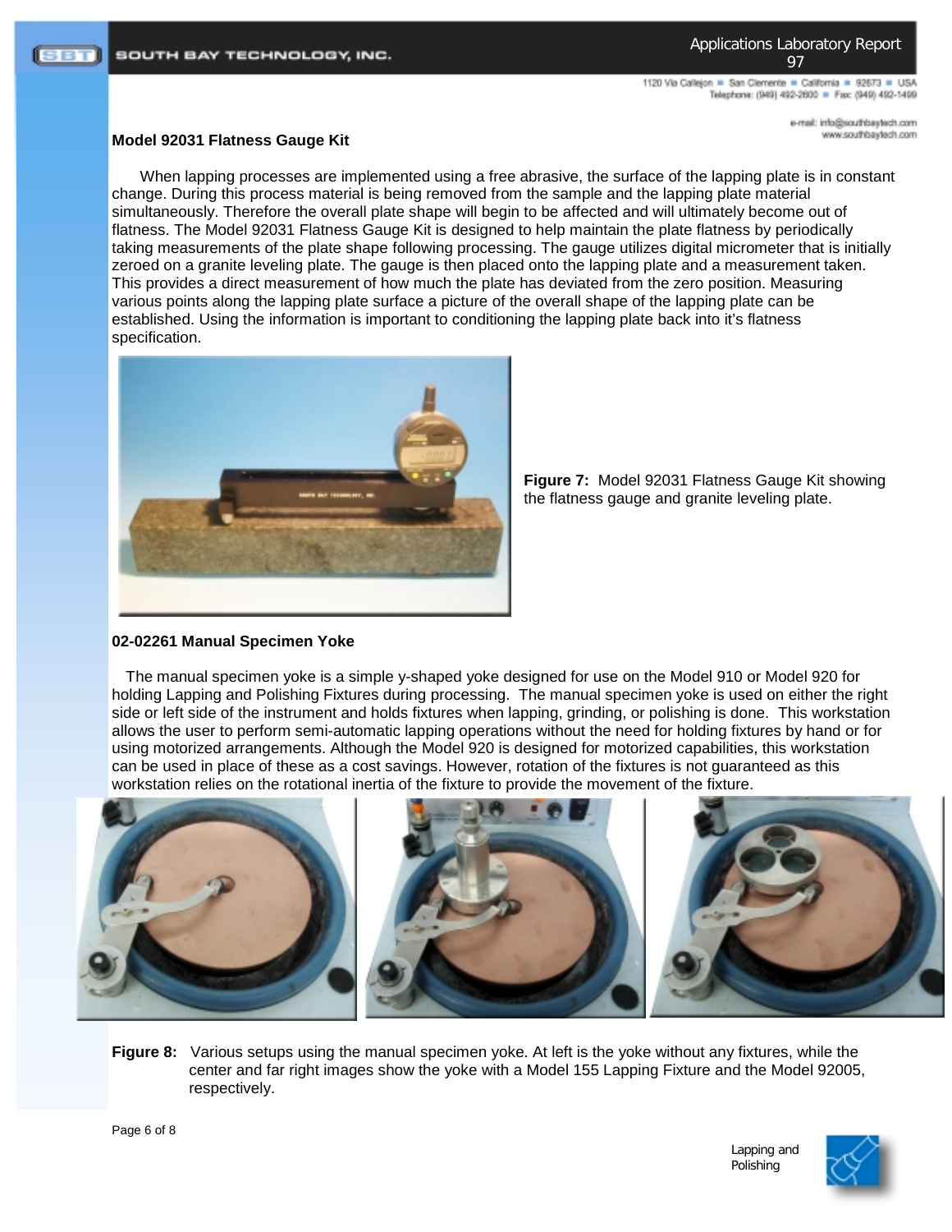## Model 92031 Flatness Gauge Kit

When lapping processes are implemented using a free abrasive, the surface of the lapping plate is in constant change. During this process material is being removed from the sample and the lapping plate material simultaneously. Therefore the overall plate shape will begin to be affected and will ultimately become out of flatness. The Model 92031 Flatness Gauge Kit is designed to help maintain the plate flatness by periodically taking measurements of the plate shape following processing. The gauge utilizes digital micrometer that is initially zeroed on a granite leveling plate. The gauge is then placed onto the lapping plate and a measurement taken. This provides a direct measurement of how much the plate has deviated from the zero position. Measuring various points along the lapping plate surface a picture of the overall shape of the lapping plate can be established. Using the information is important to conditioning the lapping plate back into it's flatness specification.

**Figure 7:** Model 92031 Flatness Gauge Kit showing the flatness gauge and granite leveling plate.

## 02-02261 Manual Specimen Yoke

The manual specimen yoke is a simple y-shaped yoke designed for use on the Model 910 or Model 920 for holding Lapping and Polishing Fixtures during processing. The manual specimen yoke is used on either the right side or left side of the instrument and holds fixtures when lapping, grinding, or polishing is done. This workstation allows the user to perform semi-automatic lapping operations without the need for holding fixtures by hand or for using motorized arrangements. Although the Model 920 is designed for motorized capabilities, this workstation can be used in place of these as a cost savings. However, rotation of the fixtures is not guaranteed as this workstation relies on the rotational inertia of the fixture to provide the movement of the fixture.

**Figure 8:** Various setups using the manual specimen yoke. At left is the yoke without any fixtures, while the center and far right images show the yoke with a Model 155 Lapping Fixture and the Model 92005, respectively.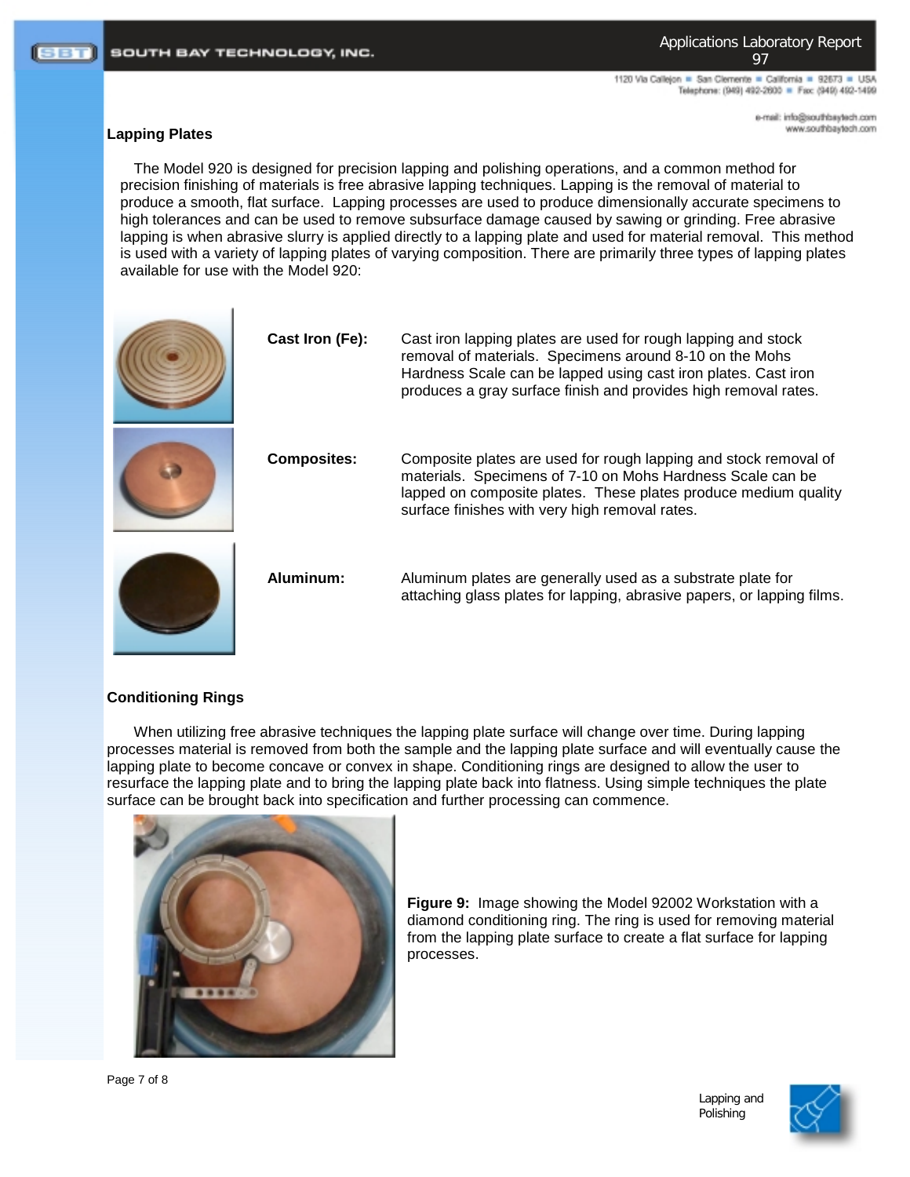## Lapping Plates

The Model 920 is designed for precision lapping and polishing operations, and a common method for precision finishing of materials is free abrasive lapping techniques. Lapping is the removal of material to produce a smooth, flat surface. Lapping processes are used to produce dimensionally accurate specimens to high tolerances and can be used to remove subsurface damage caused by sawing or grinding. Free abrasive lapping is when abrasive slurry is applied directly to a lapping plate and used for material removal. This method is used with a variety of lapping plates of varying composition. There are primarily three types of lapping plates available for use with the Model 920:

**Cast Iron (Fe):** Cast iron lapping plates are used for rough lapping and stock removal of materials. Specimens around 8-10 on the Mohs Hardness Scale can be lapped using cast iron plates. Cast iron produces a gray surface finish and provides high removal rates.

**Composites:** Composite plates are used for rough lapping and stock removal of materials. Specimens of 7-10 on Mohs Hardness Scale can be lapped on composite plates. These plates produce medium quality surface finishes with very high removal rates.

**Aluminum:** Aluminum plates are generally used as a substrate plate for attaching glass plates for lapping, abrasive papers, or lapping films.

## Conditioning Rings

When utilizing free abrasive techniques the lapping plate surface will change over time. During lapping processes material is removed from both the sample and the lapping plate surface and will eventually cause the lapping plate to become concave or convex in shape. Conditioning rings are designed to allow the user to resurface the lapping plate and to bring the lapping plate back into flatness. Using simple techniques the plate surface can be brought back into specification and further processing can commence.

**Figure 9:** Image showing the Model 92002 Workstation with a diamond conditioning ring. The ring is used for removing material from the lapping plate surface to create a flat surface for lapping processes.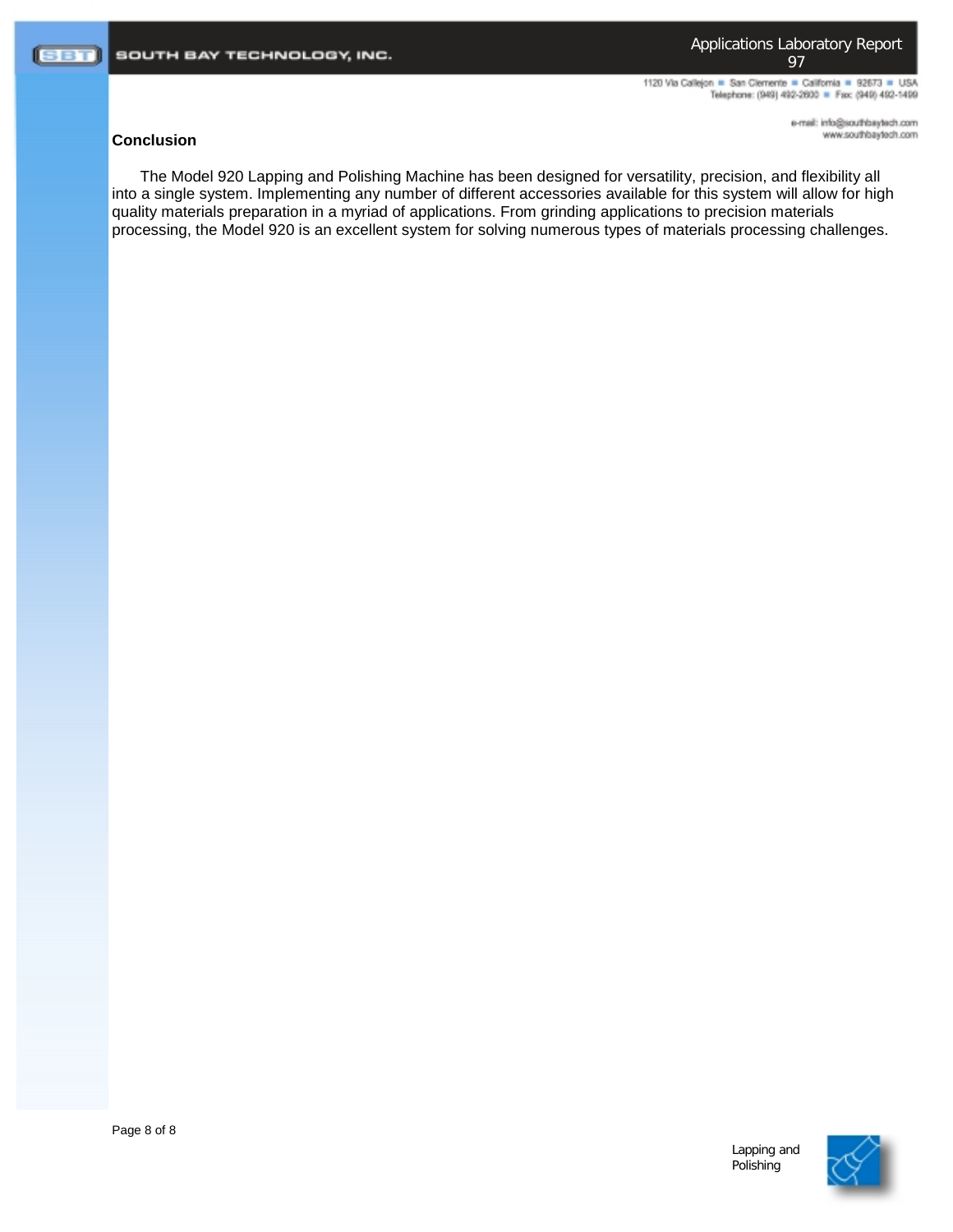## Conclusion

The Model 920 Lapping and Polishing Machine has been designed for versatility, precision, and flexibility all into a single system. Implementing any number of different accessories available for this system will allow for high quality materials preparation in a myriad of applications. From grinding applications to precision materials processing, the Model 920 is an excellent system for solving numerous types of materials processing challenges.